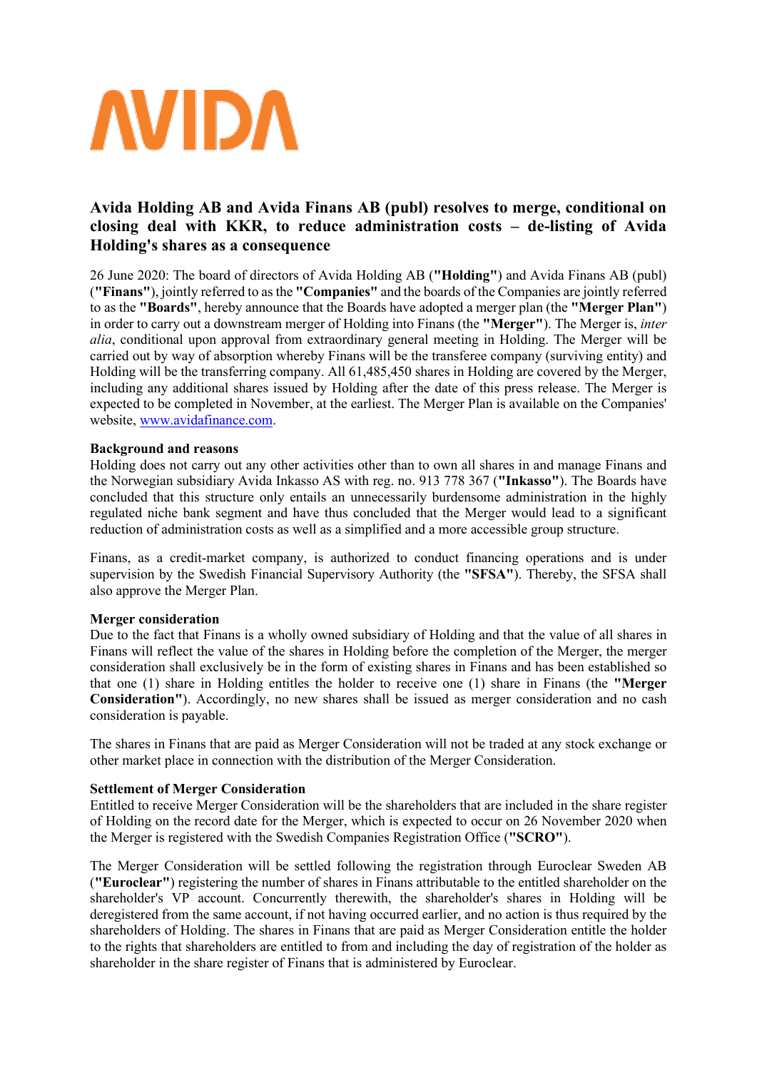# Avida Holding AB and Avida Finans AB (publ) resolves to merge, conditional on closing deal with KKR, to reduce administration costs – de-listing of Avida Holding's shares as a consequence

26 June 2020: The board of directors of Avida Holding AB (**"Holding"**) and Avida Finans AB (publ) (**"Finans"**), jointly referred to as the **"Companies"** and the boards of the Companies are jointly referred to as the **"Boards"**, hereby announce that the Boards have adopted a merger plan (the **"Merger Plan"**) in order to carry out a downstream merger of Holding into Finans (the **"Merger"**). The Merger is, *inter alia*, conditional upon approval from extraordinary general meeting in Holding. The Merger will be carried out by way of absorption whereby Finans will be the transferee company (surviving entity) and Holding will be the transferring company. All 61,485,450 shares in Holding are covered by the Merger, including any additional shares issued by Holding after the date of this press release. The Merger is expected to be completed in November, at the earliest. The Merger Plan is available on the Companies' website, www.avidafinance.com.

**Background and reasons**

Holding does not carry out any other activities other than to own all shares in and manage Finans and the Norwegian subsidiary Avida Inkasso AS with reg. no. 913 778 367 (**"Inkasso"**). The Boards have concluded that this structure only entails an unnecessarily burdensome administration in the highly regulated niche bank segment and have thus concluded that the Merger would lead to a significant reduction of administration costs as well as a simplified and a more accessible group structure.

Finans, as a credit-market company, is authorized to conduct financing operations and is under supervision by the Swedish Financial Supervisory Authority (the **"SFSA"**). Thereby, the SFSA shall also approve the Merger Plan.

**Merger consideration**

Due to the fact that Finans is a wholly owned subsidiary of Holding and that the value of all shares in Finans will reflect the value of the shares in Holding before the completion of the Merger, the merger consideration shall exclusively be in the form of existing shares in Finans and has been established so that one (1) share in Holding entitles the holder to receive one (1) share in Finans (the **"Merger Consideration"**). Accordingly, no new shares shall be issued as merger consideration and no cash consideration is payable.

The shares in Finans that are paid as Merger Consideration will not be traded at any stock exchange or other market place in connection with the distribution of the Merger Consideration.

**Settlement of Merger Consideration**

Entitled to receive Merger Consideration will be the shareholders that are included in the share register of Holding on the record date for the Merger, which is expected to occur on 26 November 2020 when the Merger is registered with the Swedish Companies Registration Office (**"SCRO"**).

The Merger Consideration will be settled following the registration through Euroclear Sweden AB (**"Euroclear"**) registering the number of shares in Finans attributable to the entitled shareholder on the shareholder's VP account. Concurrently therewith, the shareholder's shares in Holding will be deregistered from the same account, if not having occurred earlier, and no action is thus required by the shareholders of Holding. The shares in Finans that are paid as Merger Consideration entitle the holder to the rights that shareholders are entitled to from and including the day of registration of the holder as shareholder in the share register of Finans that is administered by Euroclear.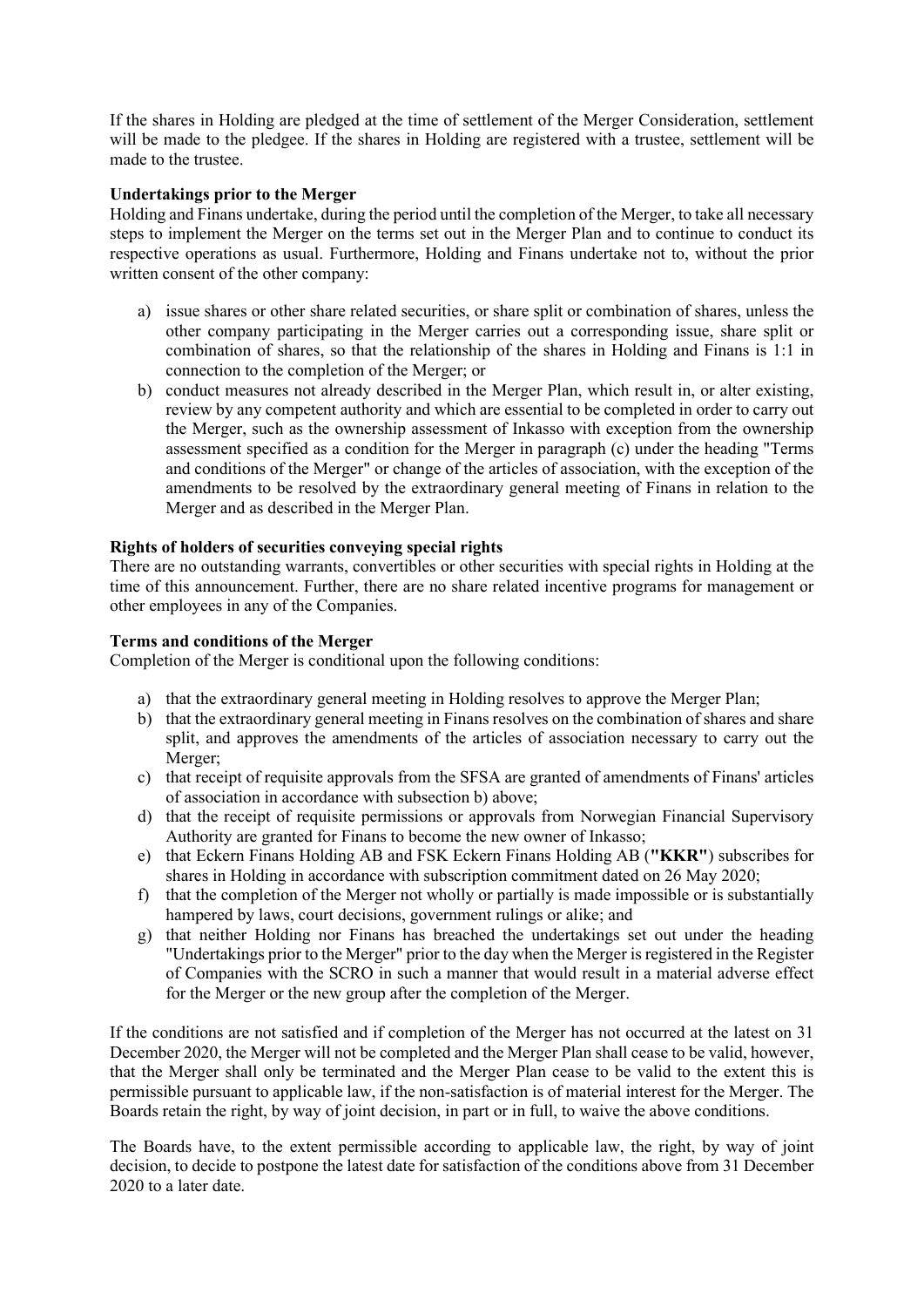If the shares in Holding are pledged at the time of settlement of the Merger Consideration, settlement will be made to the pledgee. If the shares in Holding are registered with a trustee, settlement will be made to the trustee.

**Undertakings prior to the Merger**

Holding and Finans undertake, during the period until the completion of the Merger, to take all necessary steps to implement the Merger on the terms set out in the Merger Plan and to continue to conduct its respective operations as usual. Furthermore, Holding and Finans undertake not to, without the prior written consent of the other company:

a) issue shares or other share related securities, or share split or combination of shares, unless the other company participating in the Merger carries out a corresponding issue, share split or combination of shares, so that the relationship of the shares in Holding and Finans is 1:1 in connection to the completion of the Merger; or
b) conduct measures not already described in the Merger Plan, which result in, or alter existing, review by any competent authority and which are essential to be completed in order to carry out the Merger, such as the ownership assessment of Inkasso with exception from the ownership assessment specified as a condition for the Merger in paragraph (c) under the heading "Terms and conditions of the Merger" or change of the articles of association, with the exception of the amendments to be resolved by the extraordinary general meeting of Finans in relation to the Merger and as described in the Merger Plan.

**Rights of holders of securities conveying special rights**

There are no outstanding warrants, convertibles or other securities with special rights in Holding at the time of this announcement. Further, there are no share related incentive programs for management or other employees in any of the Companies.

**Terms and conditions of the Merger**

Completion of the Merger is conditional upon the following conditions:

a) that the extraordinary general meeting in Holding resolves to approve the Merger Plan;
b) that the extraordinary general meeting in Finans resolves on the combination of shares and share split, and approves the amendments of the articles of association necessary to carry out the Merger;
c) that receipt of requisite approvals from the SFSA are granted of amendments of Finans' articles of association in accordance with subsection b) above;
d) that the receipt of requisite permissions or approvals from Norwegian Financial Supervisory Authority are granted for Finans to become the new owner of Inkasso;
e) that Eckern Finans Holding AB and FSK Eckern Finans Holding AB (**"KKR"**) subscribes for shares in Holding in accordance with subscription commitment dated on 26 May 2020;
f) that the completion of the Merger not wholly or partially is made impossible or is substantially hampered by laws, court decisions, government rulings or alike; and
g) that neither Holding nor Finans has breached the undertakings set out under the heading "Undertakings prior to the Merger" prior to the day when the Merger is registered in the Register of Companies with the SCRO in such a manner that would result in a material adverse effect for the Merger or the new group after the completion of the Merger.

If the conditions are not satisfied and if completion of the Merger has not occurred at the latest on 31 December 2020, the Merger will not be completed and the Merger Plan shall cease to be valid, however, that the Merger shall only be terminated and the Merger Plan cease to be valid to the extent this is permissible pursuant to applicable law, if the non-satisfaction is of material interest for the Merger. The Boards retain the right, by way of joint decision, in part or in full, to waive the above conditions.

The Boards have, to the extent permissible according to applicable law, the right, by way of joint decision, to decide to postpone the latest date for satisfaction of the conditions above from 31 December 2020 to a later date.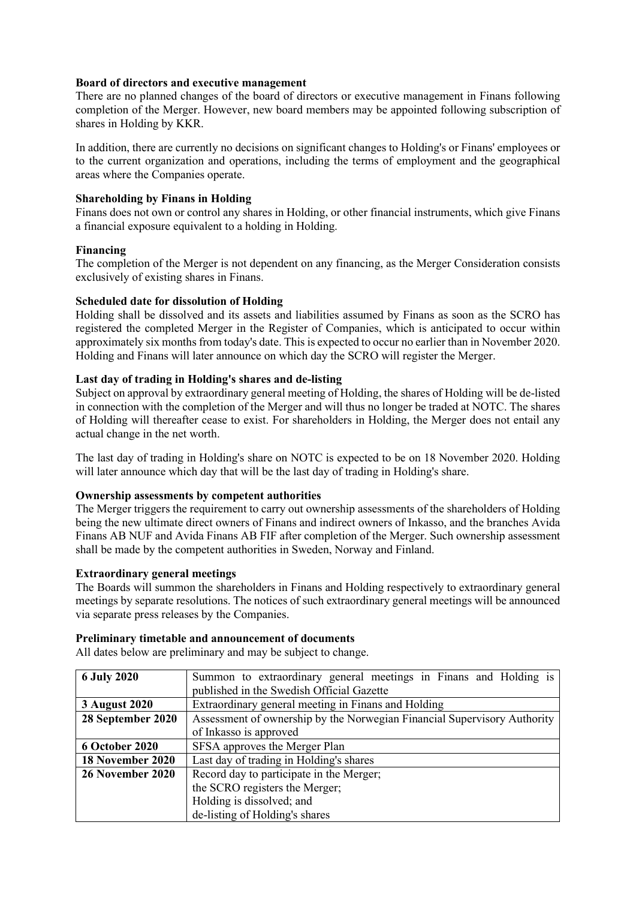**Board of directors and executive management**

There are no planned changes of the board of directors or executive management in Finans following completion of the Merger. However, new board members may be appointed following subscription of shares in Holding by KKR.

In addition, there are currently no decisions on significant changes to Holding's or Finans' employees or to the current organization and operations, including the terms of employment and the geographical areas where the Companies operate.

**Shareholding by Finans in Holding**

Finans does not own or control any shares in Holding, or other financial instruments, which give Finans a financial exposure equivalent to a holding in Holding.

**Financing**

The completion of the Merger is not dependent on any financing, as the Merger Consideration consists exclusively of existing shares in Finans.

**Scheduled date for dissolution of Holding**

Holding shall be dissolved and its assets and liabilities assumed by Finans as soon as the SCRO has registered the completed Merger in the Register of Companies, which is anticipated to occur within approximately six months from today's date. This is expected to occur no earlier than in November 2020. Holding and Finans will later announce on which day the SCRO will register the Merger.

**Last day of trading in Holding's shares and de-listing**

Subject on approval by extraordinary general meeting of Holding, the shares of Holding will be de-listed in connection with the completion of the Merger and will thus no longer be traded at NOTC. The shares of Holding will thereafter cease to exist. For shareholders in Holding, the Merger does not entail any actual change in the net worth.

The last day of trading in Holding's share on NOTC is expected to be on 18 November 2020. Holding will later announce which day that will be the last day of trading in Holding's share.

**Ownership assessments by competent authorities**

The Merger triggers the requirement to carry out ownership assessments of the shareholders of Holding being the new ultimate direct owners of Finans and indirect owners of Inkasso, and the branches Avida Finans AB NUF and Avida Finans AB FIF after completion of the Merger. Such ownership assessment shall be made by the competent authorities in Sweden, Norway and Finland.

**Extraordinary general meetings**

The Boards will summon the shareholders in Finans and Holding respectively to extraordinary general meetings by separate resolutions. The notices of such extraordinary general meetings will be announced via separate press releases by the Companies.

**Preliminary timetable and announcement of documents**

All dates below are preliminary and may be subject to change.

| Date | Event |
|---|---|
| **6 July 2020** | Summon to extraordinary general meetings in Finans and Holding is published in the Swedish Official Gazette |
| **3 August 2020** | Extraordinary general meeting in Finans and Holding |
| **28 September 2020** | Assessment of ownership by the Norwegian Financial Supervisory Authority of Inkasso is approved |
| **6 October 2020** | SFSA approves the Merger Plan |
| **18 November 2020** | Last day of trading in Holding's shares |
| **26 November 2020** | Record day to participate in the Merger;<br>the SCRO registers the Merger;<br>Holding is dissolved; and<br>de-listing of Holding's shares |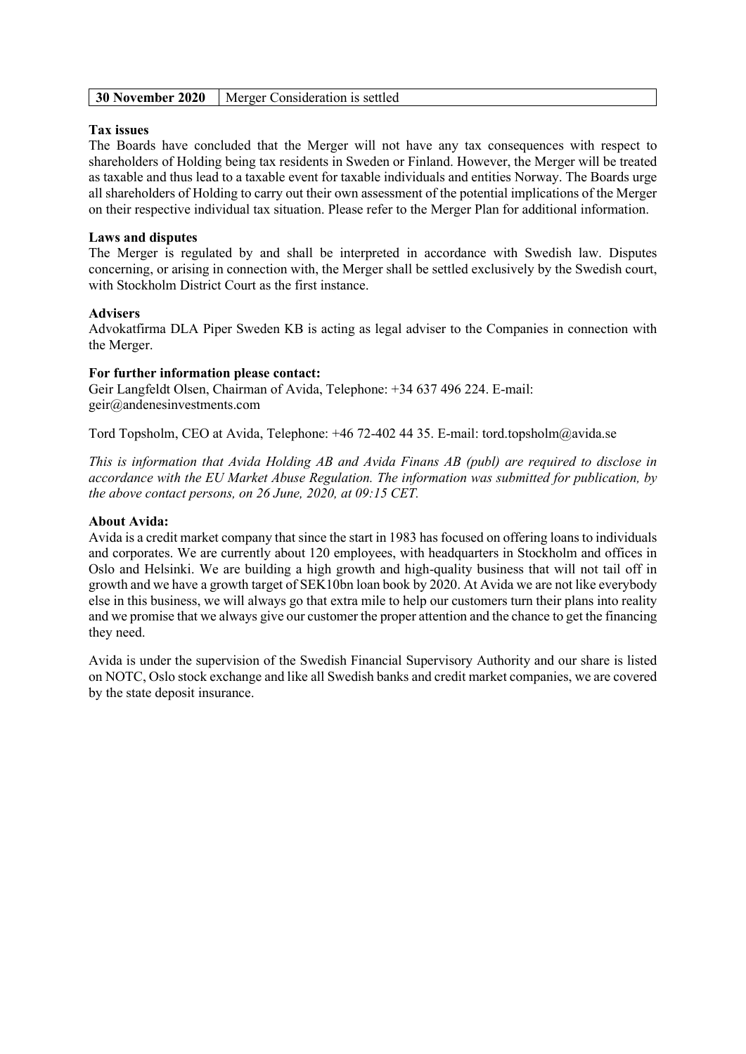| | |
|---|---|
| **30 November 2020** | Merger Consideration is settled |

**Tax issues**
The Boards have concluded that the Merger will not have any tax consequences with respect to shareholders of Holding being tax residents in Sweden or Finland. However, the Merger will be treated as taxable and thus lead to a taxable event for taxable individuals and entities Norway. The Boards urge all shareholders of Holding to carry out their own assessment of the potential implications of the Merger on their respective individual tax situation. Please refer to the Merger Plan for additional information.

**Laws and disputes**
The Merger is regulated by and shall be interpreted in accordance with Swedish law. Disputes concerning, or arising in connection with, the Merger shall be settled exclusively by the Swedish court, with Stockholm District Court as the first instance.

**Advisers**
Advokatfirma DLA Piper Sweden KB is acting as legal adviser to the Companies in connection with the Merger.

**For further information please contact:**
Geir Langfeldt Olsen, Chairman of Avida, Telephone: +34 637 496 224. E-mail: geir@andenesinvestments.com

Tord Topsholm, CEO at Avida, Telephone: +46 72-402 44 35. E-mail: tord.topsholm@avida.se

*This is information that Avida Holding AB and Avida Finans AB (publ) are required to disclose in accordance with the EU Market Abuse Regulation. The information was submitted for publication, by the above contact persons, on 26 June, 2020, at 09:15 CET.*

**About Avida:**
Avida is a credit market company that since the start in 1983 has focused on offering loans to individuals and corporates. We are currently about 120 employees, with headquarters in Stockholm and offices in Oslo and Helsinki. We are building a high growth and high-quality business that will not tail off in growth and we have a growth target of SEK10bn loan book by 2020. At Avida we are not like everybody else in this business, we will always go that extra mile to help our customers turn their plans into reality and we promise that we always give our customer the proper attention and the chance to get the financing they need.

Avida is under the supervision of the Swedish Financial Supervisory Authority and our share is listed on NOTC, Oslo stock exchange and like all Swedish banks and credit market companies, we are covered by the state deposit insurance.